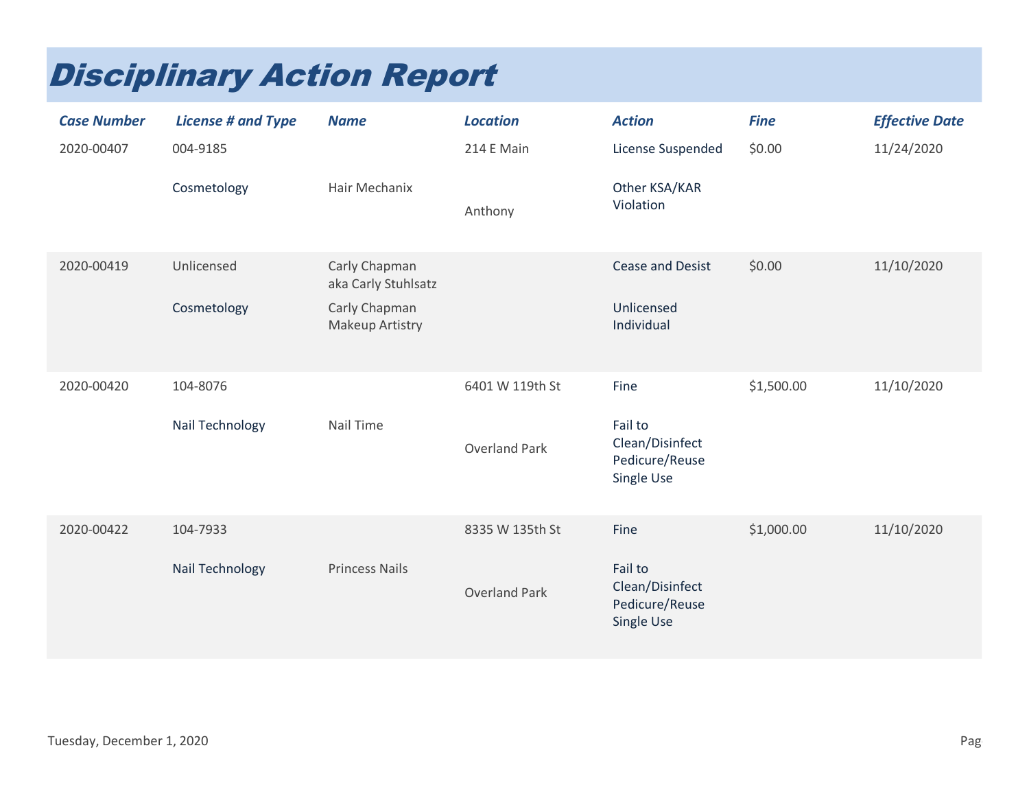# Disciplinary Action Report

| Case Number | License # and Type | Name | Location | Action | Fine | Effective Date |
|---|---|---|---|---|---|---|
| 2020-00407 | 004-9185<br>Cosmetology | Hair Mechanix | 214 E Main<br>Anthony | License Suspended<br>Other KSA/KAR Violation | $0.00 | 11/24/2020 |
| 2020-00419 | Unlicensed<br>Cosmetology | Carly Chapman aka Carly Stuhlsatz<br>Carly Chapman Makeup Artistry | | Cease and Desist<br>Unlicensed Individual | $0.00 | 11/10/2020 |
| 2020-00420 | 104-8076<br>Nail Technology | Nail Time | 6401 W 119th St<br>Overland Park | Fine<br>Fail to Clean/Disinfect Pedicure/Reuse Single Use | $1,500.00 | 11/10/2020 |
| 2020-00422 | 104-7933<br>Nail Technology | Princess Nails | 8335 W 135th St<br>Overland Park | Fine<br>Fail to Clean/Disinfect Pedicure/Reuse Single Use | $1,000.00 | 11/10/2020 |

Tuesday, December 1, 2020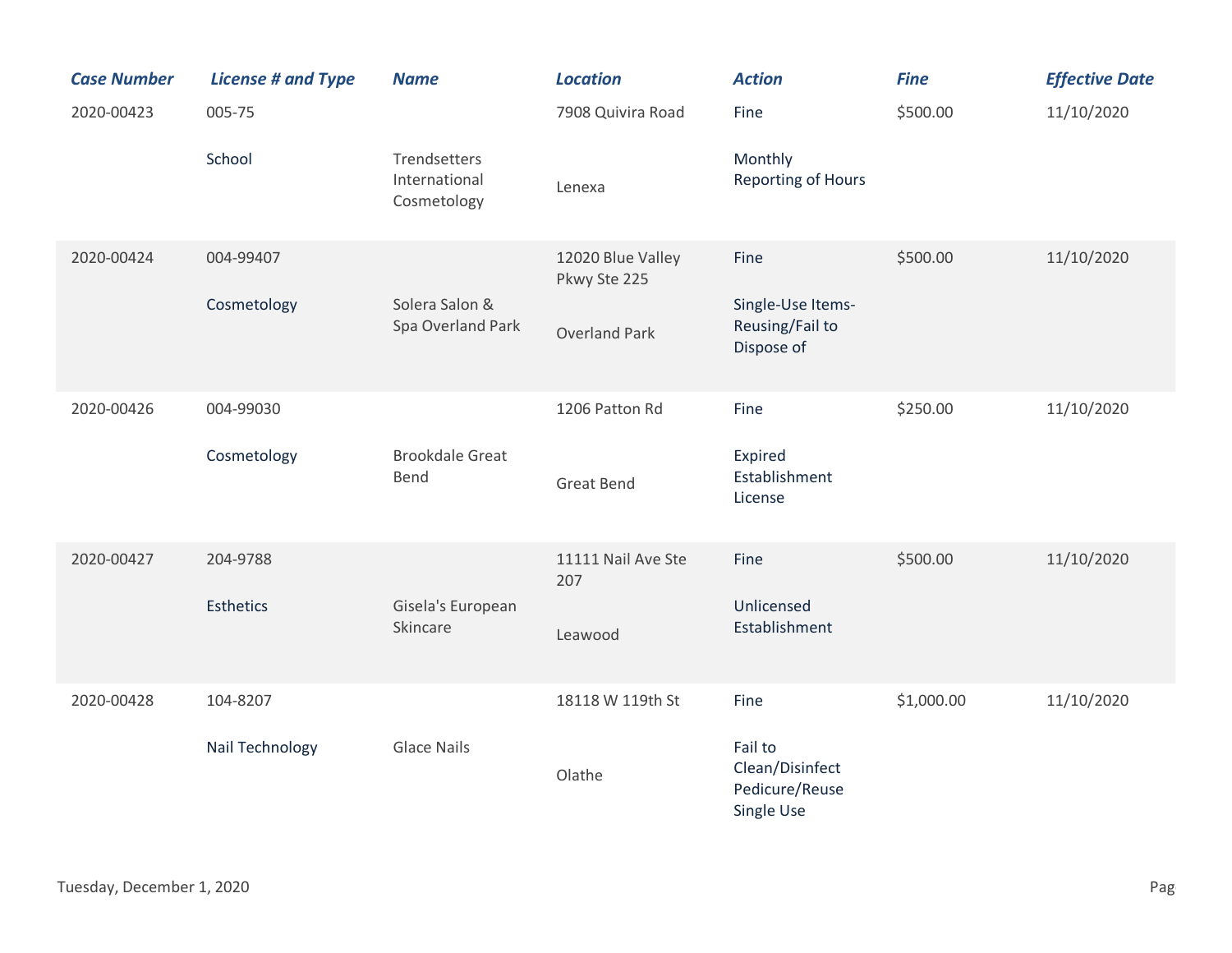| Case Number | License # and Type | Name | Location | Action | Fine | Effective Date |
|---|---|---|---|---|---|---|
| 2020-00423 | 005-75 School | Trendsetters International Cosmetology | 7908 Quivira Road Lenexa | Fine Monthly Reporting of Hours | $500.00 | 11/10/2020 |
| 2020-00424 | 004-99407 Cosmetology | Solera Salon & Spa Overland Park | 12020 Blue Valley Pkwy Ste 225 Overland Park | Fine Single-Use Items-Reusing/Fail to Dispose of | $500.00 | 11/10/2020 |
| 2020-00426 | 004-99030 Cosmetology | Brookdale Great Bend | 1206 Patton Rd Great Bend | Fine Expired Establishment License | $250.00 | 11/10/2020 |
| 2020-00427 | 204-9788 Esthetics | Gisela's European Skincare | 11111 Nail Ave Ste 207 Leawood | Fine Unlicensed Establishment | $500.00 | 11/10/2020 |
| 2020-00428 | 104-8207 Nail Technology | Glace Nails | 18118 W 119th St Olathe | Fine Fail to Clean/Disinfect Pedicure/Reuse Single Use | $1,000.00 | 11/10/2020 |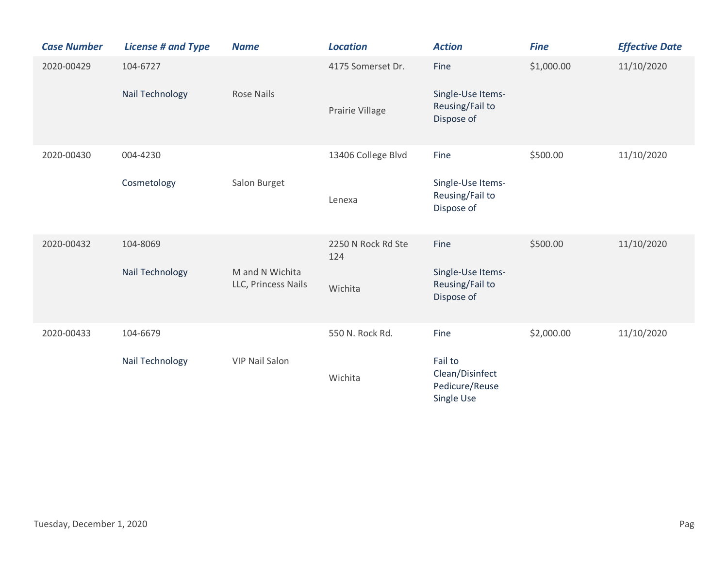| Case Number | License # and Type | Name | Location | Action | Fine | Effective Date |
|---|---|---|---|---|---|---|
| 2020-00429 | 104-6727 Nail Technology | Rose Nails | 4175 Somerset Dr. Prairie Village | Fine Single-Use Items-Reusing/Fail to Dispose of | $1,000.00 | 11/10/2020 |
| 2020-00430 | 004-4230 Cosmetology | Salon Burget | 13406 College Blvd Lenexa | Fine Single-Use Items-Reusing/Fail to Dispose of | $500.00 | 11/10/2020 |
| 2020-00432 | 104-8069 Nail Technology | M and N Wichita LLC, Princess Nails | 2250 N Rock Rd Ste 124 Wichita | Fine Single-Use Items-Reusing/Fail to Dispose of | $500.00 | 11/10/2020 |
| 2020-00433 | 104-6679 Nail Technology | VIP Nail Salon | 550 N. Rock Rd. Wichita | Fine Fail to Clean/Disinfect Pedicure/Reuse Single Use | $2,000.00 | 11/10/2020 |

Tuesday, December 1, 2020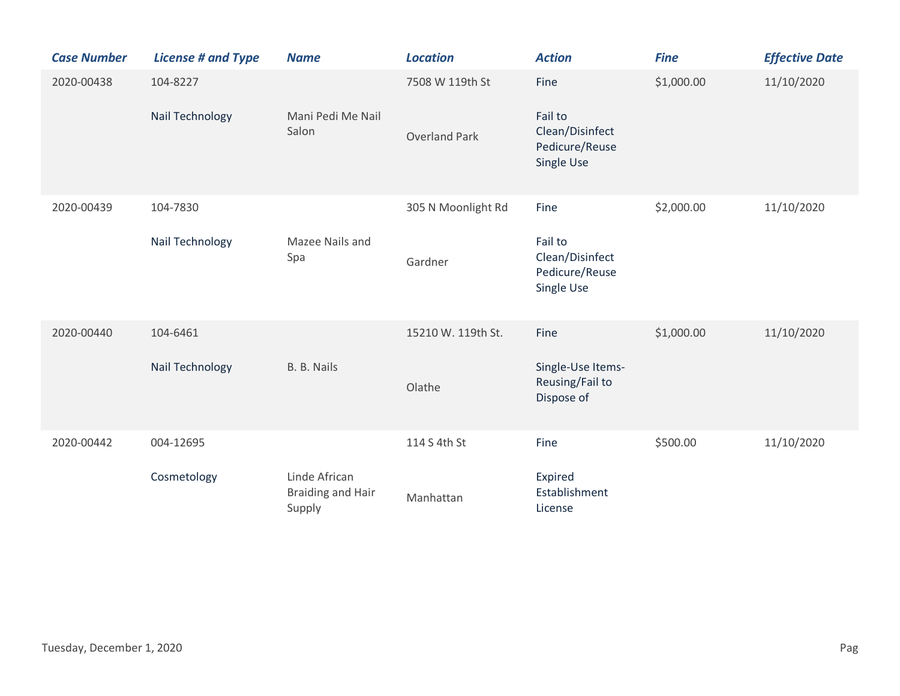| Case Number | License # and Type | Name | Location | Action | Fine | Effective Date |
| --- | --- | --- | --- | --- | --- | --- |
| 2020-00438 | 104-8227<br>Nail Technology | Mani Pedi Me Nail Salon | 7508 W 119th St<br>Overland Park | Fine<br>Fail to Clean/Disinfect Pedicure/Reuse Single Use | $1,000.00 | 11/10/2020 |
| 2020-00439 | 104-7830<br>Nail Technology | Mazee Nails and Spa | 305 N Moonlight Rd<br>Gardner | Fine<br>Fail to Clean/Disinfect Pedicure/Reuse Single Use | $2,000.00 | 11/10/2020 |
| 2020-00440 | 104-6461<br>Nail Technology | B. B. Nails | 15210 W. 119th St.<br>Olathe | Fine<br>Single-Use Items-Reusing/Fail to Dispose of | $1,000.00 | 11/10/2020 |
| 2020-00442 | 004-12695<br>Cosmetology | Linde African Braiding and Hair Supply | 114 S 4th St<br>Manhattan | Fine<br>Expired Establishment License | $500.00 | 11/10/2020 |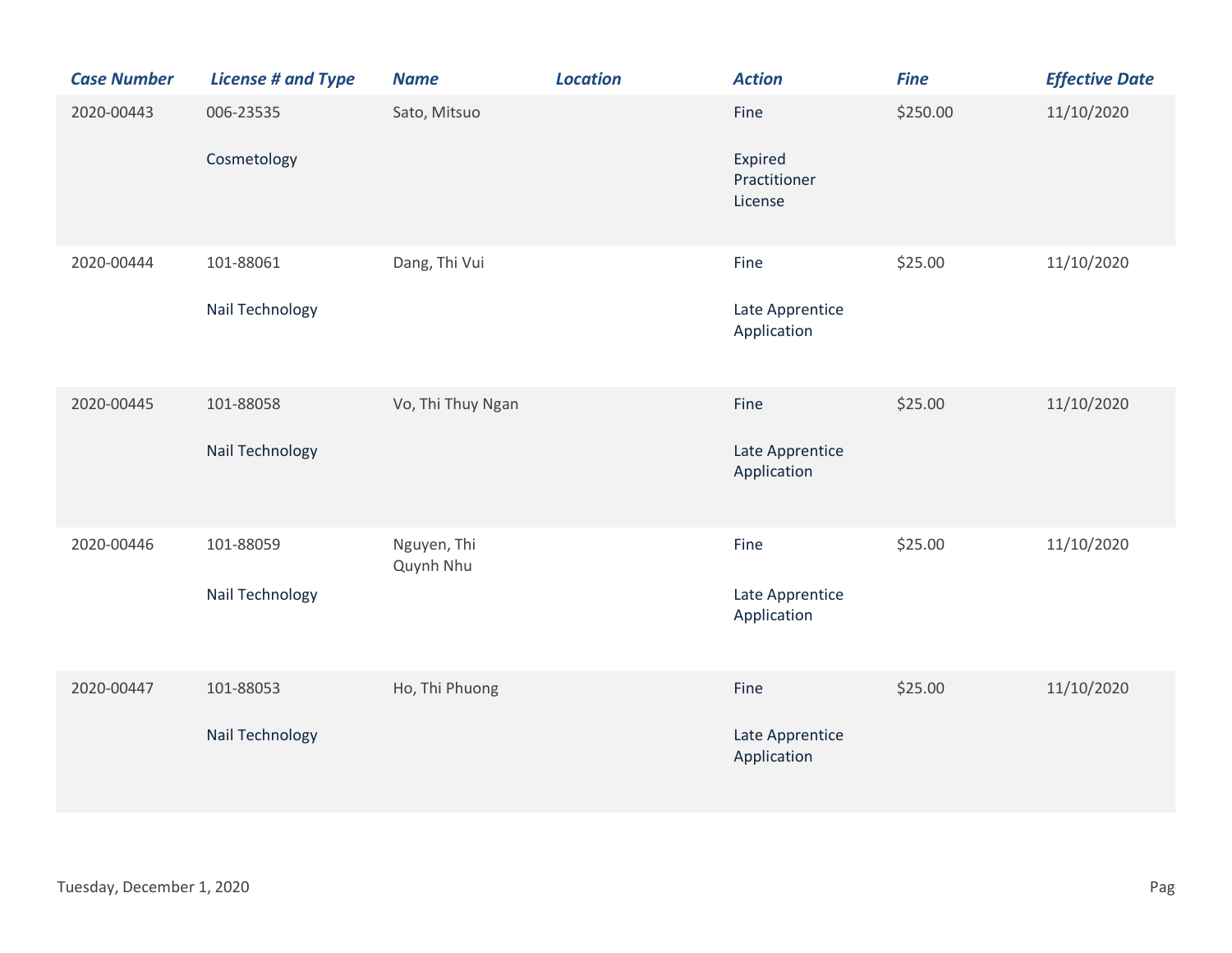| Case Number | License # and Type | Name | Location | Action | Fine | Effective Date |
|---|---|---|---|---|---|---|
| 2020-00443 | 006-23535<br><br>Cosmetology | Sato, Mitsuo | | Fine<br><br>Expired Practitioner License | $250.00 | 11/10/2020 |
| 2020-00444 | 101-88061<br><br>Nail Technology | Dang, Thi Vui | | Fine<br><br>Late Apprentice Application | $25.00 | 11/10/2020 |
| 2020-00445 | 101-88058<br><br>Nail Technology | Vo, Thi Thuy Ngan | | Fine<br><br>Late Apprentice Application | $25.00 | 11/10/2020 |
| 2020-00446 | 101-88059<br><br>Nail Technology | Nguyen, Thi Quynh Nhu | | Fine<br><br>Late Apprentice Application | $25.00 | 11/10/2020 |
| 2020-00447 | 101-88053<br><br>Nail Technology | Ho, Thi Phuong | | Fine<br><br>Late Apprentice Application | $25.00 | 11/10/2020 |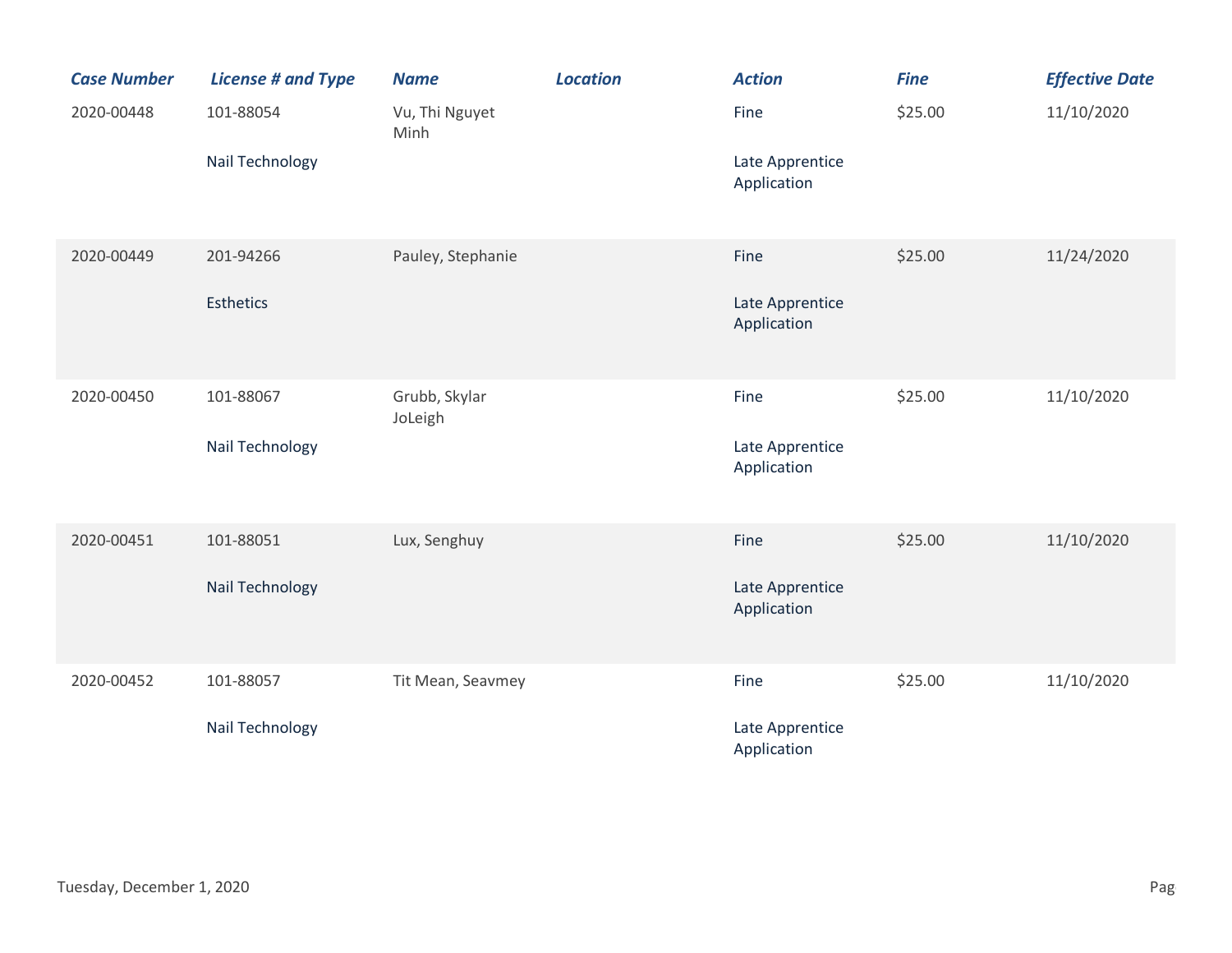| Case Number | License # and Type | Name | Location | Action | Fine | Effective Date |
|---|---|---|---|---|---|---|
| 2020-00448 | 101-88054<br>Nail Technology | Vu, Thi Nguyet Minh | | Fine<br>Late Apprentice Application | $25.00 | 11/10/2020 |
| 2020-00449 | 201-94266<br>Esthetics | Pauley, Stephanie | | Fine<br>Late Apprentice Application | $25.00 | 11/24/2020 |
| 2020-00450 | 101-88067<br>Nail Technology | Grubb, Skylar JoLeigh | | Fine<br>Late Apprentice Application | $25.00 | 11/10/2020 |
| 2020-00451 | 101-88051<br>Nail Technology | Lux, Senghuy | | Fine<br>Late Apprentice Application | $25.00 | 11/10/2020 |
| 2020-00452 | 101-88057<br>Nail Technology | Tit Mean, Seavmey | | Fine<br>Late Apprentice Application | $25.00 | 11/10/2020 |

Tuesday, December 1, 2020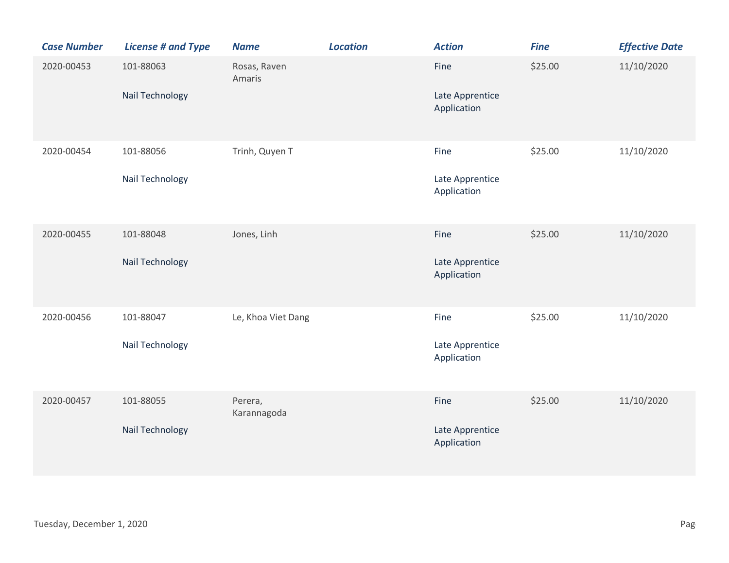| Case Number | License # and Type | Name | Location | Action | Fine | Effective Date |
| --- | --- | --- | --- | --- | --- | --- |
| 2020-00453 | 101-88063<br><br>Nail Technology | Rosas, Raven Amaris | | Fine<br><br>Late Apprentice Application | $25.00 | 11/10/2020 |
| 2020-00454 | 101-88056<br><br>Nail Technology | Trinh, Quyen T | | Fine<br><br>Late Apprentice Application | $25.00 | 11/10/2020 |
| 2020-00455 | 101-88048<br><br>Nail Technology | Jones, Linh | | Fine<br><br>Late Apprentice Application | $25.00 | 11/10/2020 |
| 2020-00456 | 101-88047<br><br>Nail Technology | Le, Khoa Viet Dang | | Fine<br><br>Late Apprentice Application | $25.00 | 11/10/2020 |
| 2020-00457 | 101-88055<br><br>Nail Technology | Perera, Karannagoda | | Fine<br><br>Late Apprentice Application | $25.00 | 11/10/2020 |

Tuesday, December 1, 2020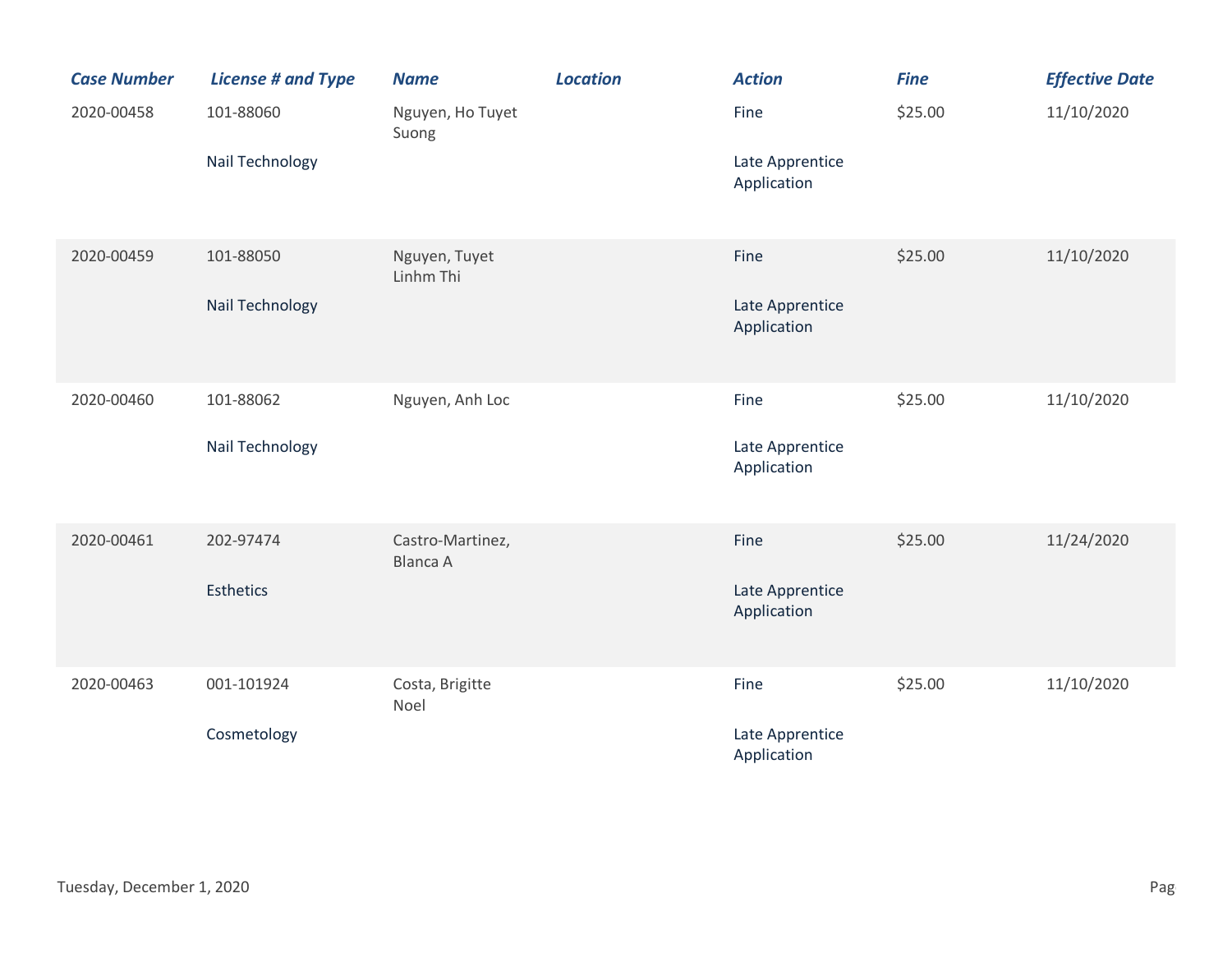| Case Number | License # and Type | Name | Location | Action | Fine | Effective Date |
|---|---|---|---|---|---|---|
| 2020-00458 | 101-88060<br>Nail Technology | Nguyen, Ho Tuyet Suong | | Fine<br>Late Apprentice Application | $25.00 | 11/10/2020 |
| 2020-00459 | 101-88050<br>Nail Technology | Nguyen, Tuyet Linhm Thi | | Fine<br>Late Apprentice Application | $25.00 | 11/10/2020 |
| 2020-00460 | 101-88062<br>Nail Technology | Nguyen, Anh Loc | | Fine<br>Late Apprentice Application | $25.00 | 11/10/2020 |
| 2020-00461 | 202-97474<br>Esthetics | Castro-Martinez, Blanca A | | Fine<br>Late Apprentice Application | $25.00 | 11/24/2020 |
| 2020-00463 | 001-101924<br>Cosmetology | Costa, Brigitte Noel | | Fine<br>Late Apprentice Application | $25.00 | 11/10/2020 |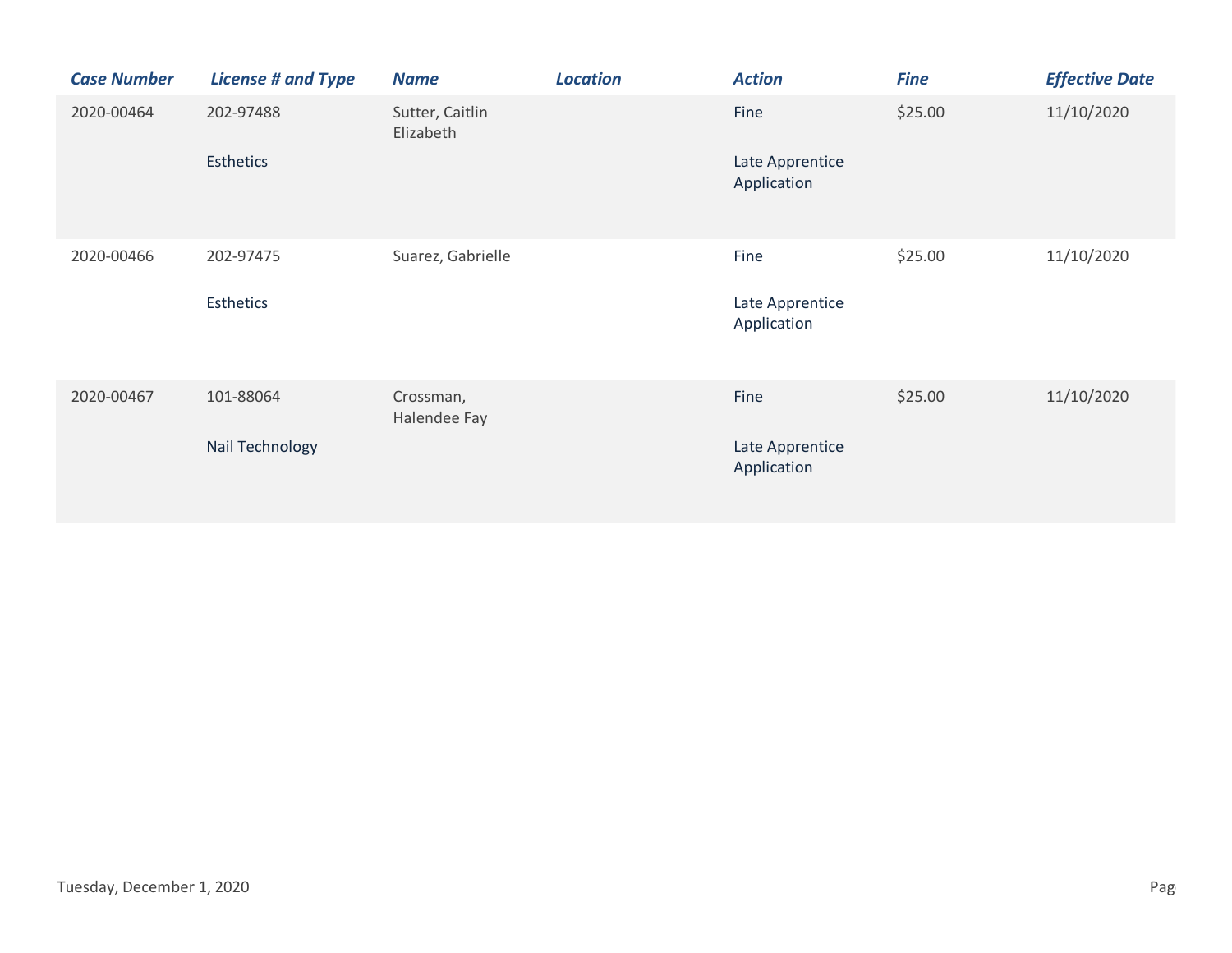| Case Number | License # and Type | Name | Location | Action | Fine | Effective Date |
| --- | --- | --- | --- | --- | --- | --- |
| 2020-00464 | 202-97488<br><br>Esthetics | Sutter, Caitlin Elizabeth | | Fine<br><br>Late Apprentice Application | $25.00 | 11/10/2020 |
| 2020-00466 | 202-97475<br><br>Esthetics | Suarez, Gabrielle | | Fine<br><br>Late Apprentice Application | $25.00 | 11/10/2020 |
| 2020-00467 | 101-88064<br><br>Nail Technology | Crossman, Halendee Fay | | Fine<br><br>Late Apprentice Application | $25.00 | 11/10/2020 |